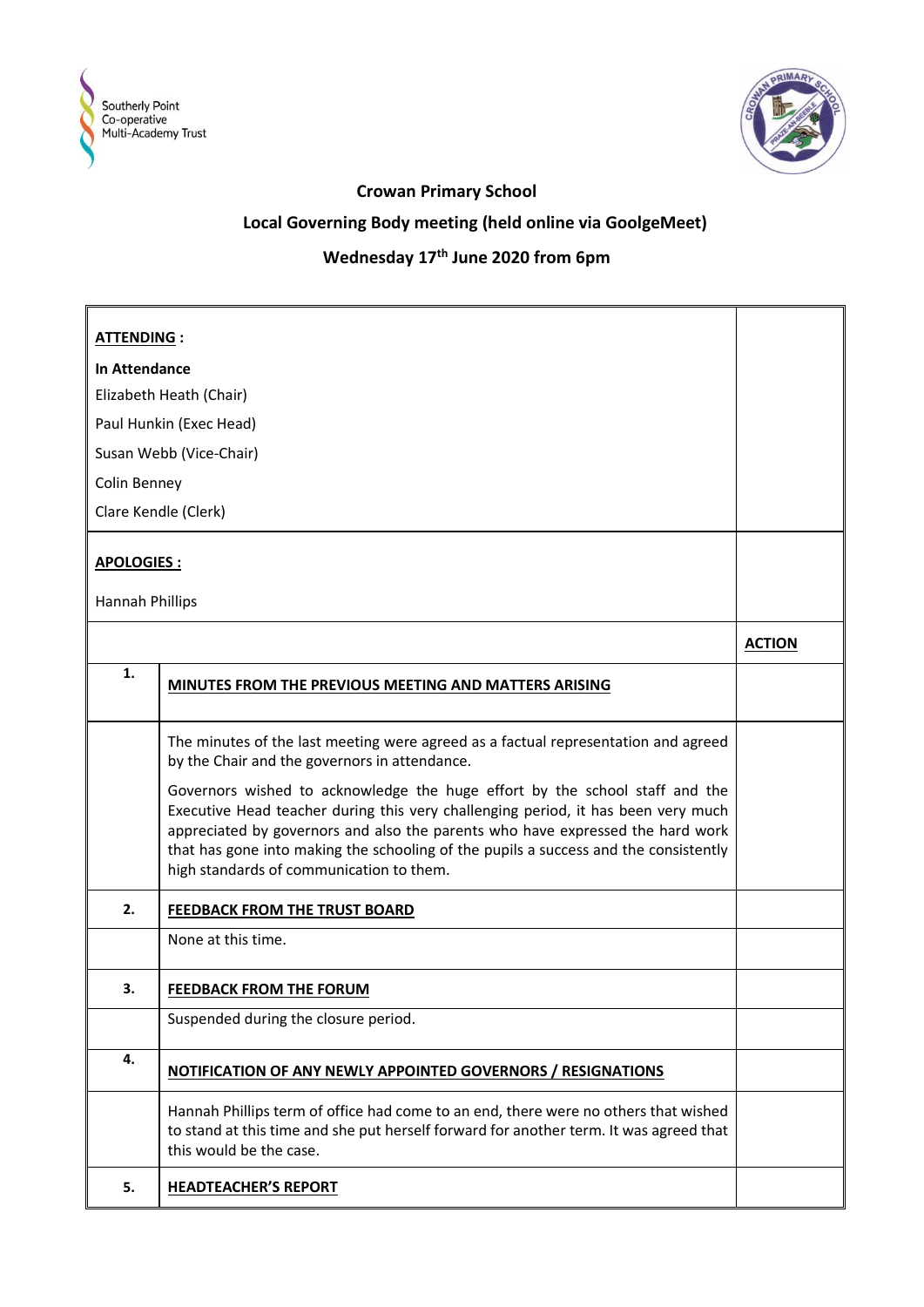# Crowan Primary School

## Local Governing Body meeting (held online via GoolgeMeet)

## Wednesday 17th June 2020 from 6pm

| | | |
|---|---|---|
| **ATTENDING :**<br><br>**In Attendance**<br>Elizabeth Heath (Chair)<br>Paul Hunkin (Exec Head)<br>Susan Webb (Vice-Chair)<br>Colin Benney<br>Clare Kendle (Clerk) | | |
| **APOLOGIES :**<br><br>Hannah Phillips | | |
| | | **ACTION** |
| **1.** | **MINUTES FROM THE PREVIOUS MEETING AND MATTERS ARISING** | |
| | The minutes of the last meeting were agreed as a factual representation and agreed by the Chair and the governors in attendance.<br><br>Governors wished to acknowledge the huge effort by the school staff and the Executive Head teacher during this very challenging period, it has been very much appreciated by governors and also the parents who have expressed the hard work that has gone into making the schooling of the pupils a success and the consistently high standards of communication to them. | |
| **2.** | **FEEDBACK FROM THE TRUST BOARD** | |
| | None at this time. | |
| **3.** | **FEEDBACK FROM THE FORUM** | |
| | Suspended during the closure period. | |
| **4.** | **NOTIFICATION OF ANY NEWLY APPOINTED GOVERNORS / RESIGNATIONS** | |
| | Hannah Phillips term of office had come to an end, there were no others that wished to stand at this time and she put herself forward for another term. It was agreed that this would be the case. | |
| **5.** | **HEADTEACHER'S REPORT** | |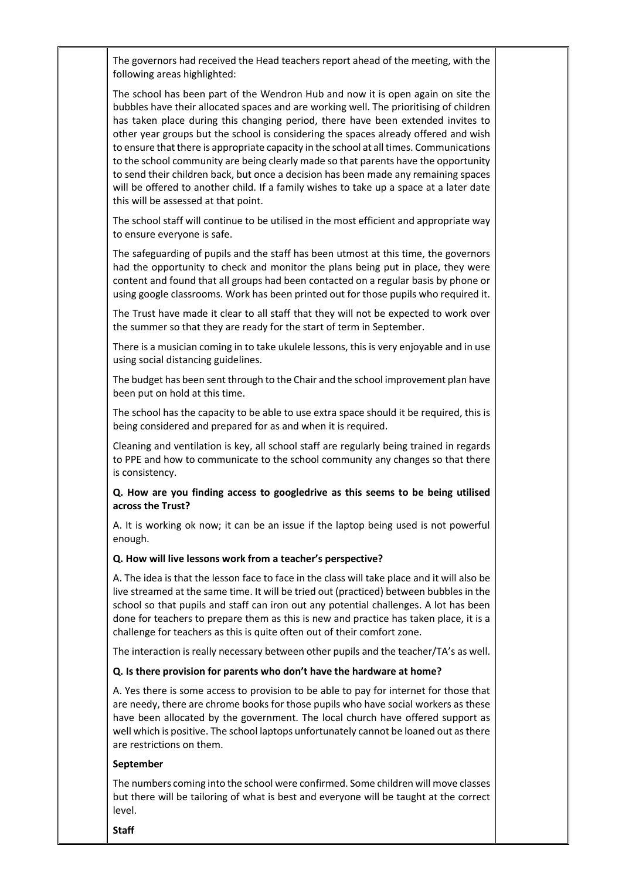The governors had received the Head teachers report ahead of the meeting, with the following areas highlighted:

The school has been part of the Wendron Hub and now it is open again on site the bubbles have their allocated spaces and are working well. The prioritising of children has taken place during this changing period, there have been extended invites to other year groups but the school is considering the spaces already offered and wish to ensure that there is appropriate capacity in the school at all times. Communications to the school community are being clearly made so that parents have the opportunity to send their children back, but once a decision has been made any remaining spaces will be offered to another child. If a family wishes to take up a space at a later date this will be assessed at that point.

The school staff will continue to be utilised in the most efficient and appropriate way to ensure everyone is safe.

The safeguarding of pupils and the staff has been utmost at this time, the governors had the opportunity to check and monitor the plans being put in place, they were content and found that all groups had been contacted on a regular basis by phone or using google classrooms. Work has been printed out for those pupils who required it.

The Trust have made it clear to all staff that they will not be expected to work over the summer so that they are ready for the start of term in September.

There is a musician coming in to take ukulele lessons, this is very enjoyable and in use using social distancing guidelines.

The budget has been sent through to the Chair and the school improvement plan have been put on hold at this time.

The school has the capacity to be able to use extra space should it be required, this is being considered and prepared for as and when it is required.

Cleaning and ventilation is key, all school staff are regularly being trained in regards to PPE and how to communicate to the school community any changes so that there is consistency.

**Q. How are you finding access to googledrive as this seems to be being utilised across the Trust?**

A. It is working ok now; it can be an issue if the laptop being used is not powerful enough.

**Q. How will live lessons work from a teacher's perspective?**

A. The idea is that the lesson face to face in the class will take place and it will also be live streamed at the same time. It will be tried out (practiced) between bubbles in the school so that pupils and staff can iron out any potential challenges. A lot has been done for teachers to prepare them as this is new and practice has taken place, it is a challenge for teachers as this is quite often out of their comfort zone.

The interaction is really necessary between other pupils and the teacher/TA's as well.

**Q. Is there provision for parents who don't have the hardware at home?**

A. Yes there is some access to provision to be able to pay for internet for those that are needy, there are chrome books for those pupils who have social workers as these have been allocated by the government. The local church have offered support as well which is positive. The school laptops unfortunately cannot be loaned out as there are restrictions on them.

**September**

The numbers coming into the school were confirmed. Some children will move classes but there will be tailoring of what is best and everyone will be taught at the correct level.

**Staff**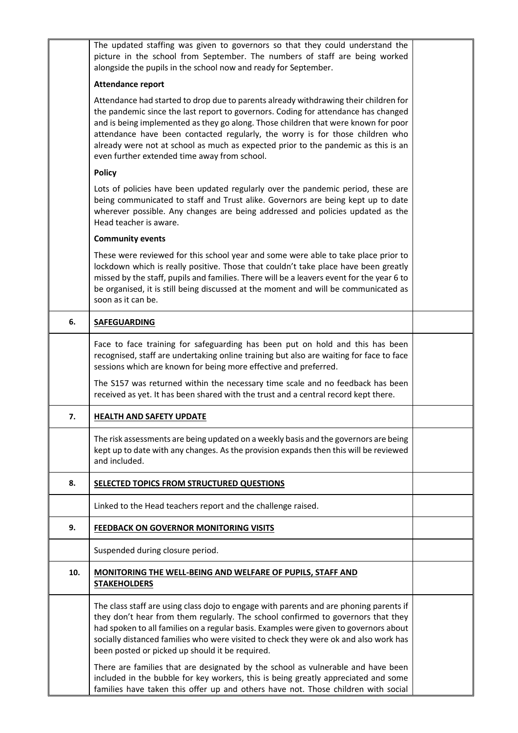| | | |
|---|---|---|
| | The updated staffing was given to governors so that they could understand the picture in the school from September. The numbers of staff are being worked alongside the pupils in the school now and ready for September.<br><br>**Attendance report**<br><br>Attendance had started to drop due to parents already withdrawing their children for the pandemic since the last report to governors. Coding for attendance has changed and is being implemented as they go along. Those children that were known for poor attendance have been contacted regularly, the worry is for those children who already were not at school as much as expected prior to the pandemic as this is an even further extended time away from school.<br><br>**Policy**<br><br>Lots of policies have been updated regularly over the pandemic period, these are being communicated to staff and Trust alike. Governors are being kept up to date wherever possible. Any changes are being addressed and policies updated as the Head teacher is aware.<br><br>**Community events**<br><br>These were reviewed for this school year and some were able to take place prior to lockdown which is really positive. Those that couldn't take place have been greatly missed by the staff, pupils and families. There will be a leavers event for the year 6 to be organised, it is still being discussed at the moment and will be communicated as soon as it can be. | |
| **6.** | **SAFEGUARDING** | |
| | Face to face training for safeguarding has been put on hold and this has been recognised, staff are undertaking online training but also are waiting for face to face sessions which are known for being more effective and preferred.<br><br>The S157 was returned within the necessary time scale and no feedback has been received as yet. It has been shared with the trust and a central record kept there. | |
| **7.** | **HEALTH AND SAFETY UPDATE** | |
| | The risk assessments are being updated on a weekly basis and the governors are being kept up to date with any changes. As the provision expands then this will be reviewed and included. | |
| **8.** | **SELECTED TOPICS FROM STRUCTURED QUESTIONS** | |
| | Linked to the Head teachers report and the challenge raised. | |
| **9.** | **FEEDBACK ON GOVERNOR MONITORING VISITS** | |
| | Suspended during closure period. | |
| **10.** | **MONITORING THE WELL-BEING AND WELFARE OF PUPILS, STAFF AND STAKEHOLDERS** | |
| | The class staff are using class dojo to engage with parents and are phoning parents if they don't hear from them regularly. The school confirmed to governors that they had spoken to all families on a regular basis. Examples were given to governors about socially distanced families who were visited to check they were ok and also work has been posted or picked up should it be required.<br><br>There are families that are designated by the school as vulnerable and have been included in the bubble for key workers, this is being greatly appreciated and some families have taken this offer up and others have not. Those children with social | |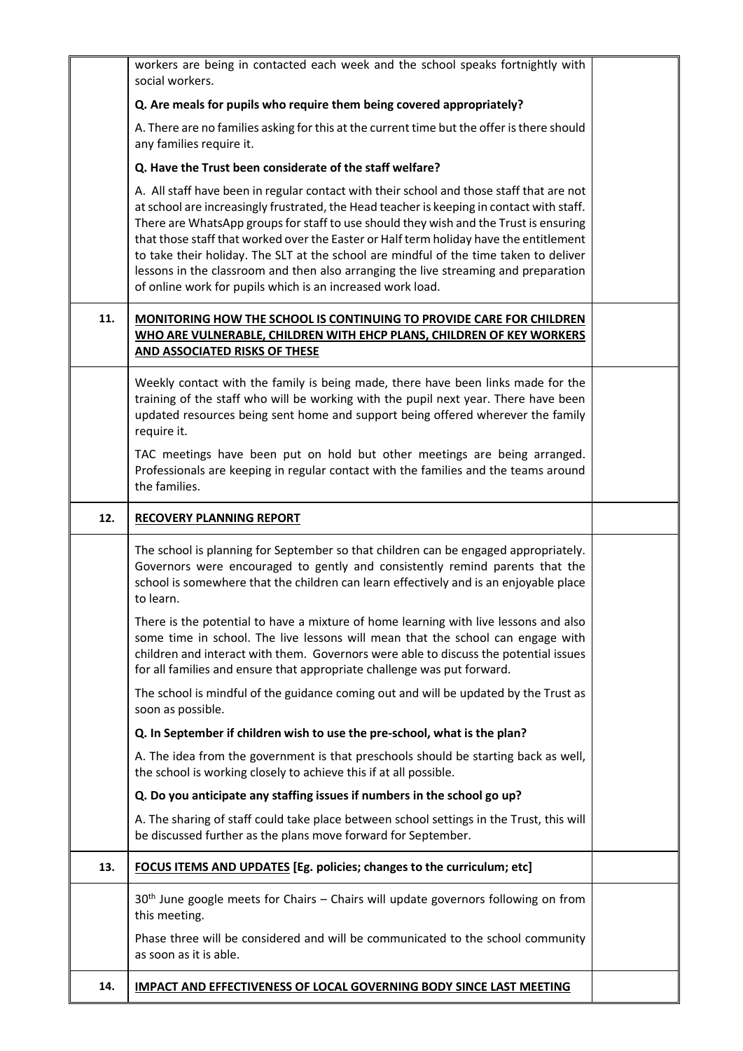| | | |
|---|---|---|
| | workers are being in contacted each week and the school speaks fortnightly with social workers.<br><br>**Q. Are meals for pupils who require them being covered appropriately?**<br><br>A. There are no families asking for this at the current time but the offer is there should any families require it.<br><br>**Q. Have the Trust been considerate of the staff welfare?**<br><br>A. All staff have been in regular contact with their school and those staff that are not at school are increasingly frustrated, the Head teacher is keeping in contact with staff. There are WhatsApp groups for staff to use should they wish and the Trust is ensuring that those staff that worked over the Easter or Half term holiday have the entitlement to take their holiday. The SLT at the school are mindful of the time taken to deliver lessons in the classroom and then also arranging the live streaming and preparation of online work for pupils which is an increased work load. | |
| **11.** | **<u>MONITORING HOW THE SCHOOL IS CONTINUING TO PROVIDE CARE FOR CHILDREN WHO ARE VULNERABLE, CHILDREN WITH EHCP PLANS, CHILDREN OF KEY WORKERS AND ASSOCIATED RISKS OF THESE</u>** | |
| | Weekly contact with the family is being made, there have been links made for the training of the staff who will be working with the pupil next year. There have been updated resources being sent home and support being offered wherever the family require it.<br><br>TAC meetings have been put on hold but other meetings are being arranged. Professionals are keeping in regular contact with the families and the teams around the families. | |
| **12.** | **<u>RECOVERY PLANNING REPORT</u>** | |
| | The school is planning for September so that children can be engaged appropriately. Governors were encouraged to gently and consistently remind parents that the school is somewhere that the children can learn effectively and is an enjoyable place to learn.<br><br>There is the potential to have a mixture of home learning with live lessons and also some time in school. The live lessons will mean that the school can engage with children and interact with them. Governors were able to discuss the potential issues for all families and ensure that appropriate challenge was put forward.<br><br>The school is mindful of the guidance coming out and will be updated by the Trust as soon as possible.<br><br>**Q. In September if children wish to use the pre-school, what is the plan?**<br><br>A. The idea from the government is that preschools should be starting back as well, the school is working closely to achieve this if at all possible.<br><br>**Q. Do you anticipate any staffing issues if numbers in the school go up?**<br><br>A. The sharing of staff could take place between school settings in the Trust, this will be discussed further as the plans move forward for September. | |
| **13.** | **<u>FOCUS ITEMS AND UPDATES</u> [Eg. policies; changes to the curriculum; etc]** | |
| | 30th June google meets for Chairs – Chairs will update governors following on from this meeting.<br><br>Phase three will be considered and will be communicated to the school community as soon as it is able. | |
| **14.** | **<u>IMPACT AND EFFECTIVENESS OF LOCAL GOVERNING BODY SINCE LAST MEETING</u>** | |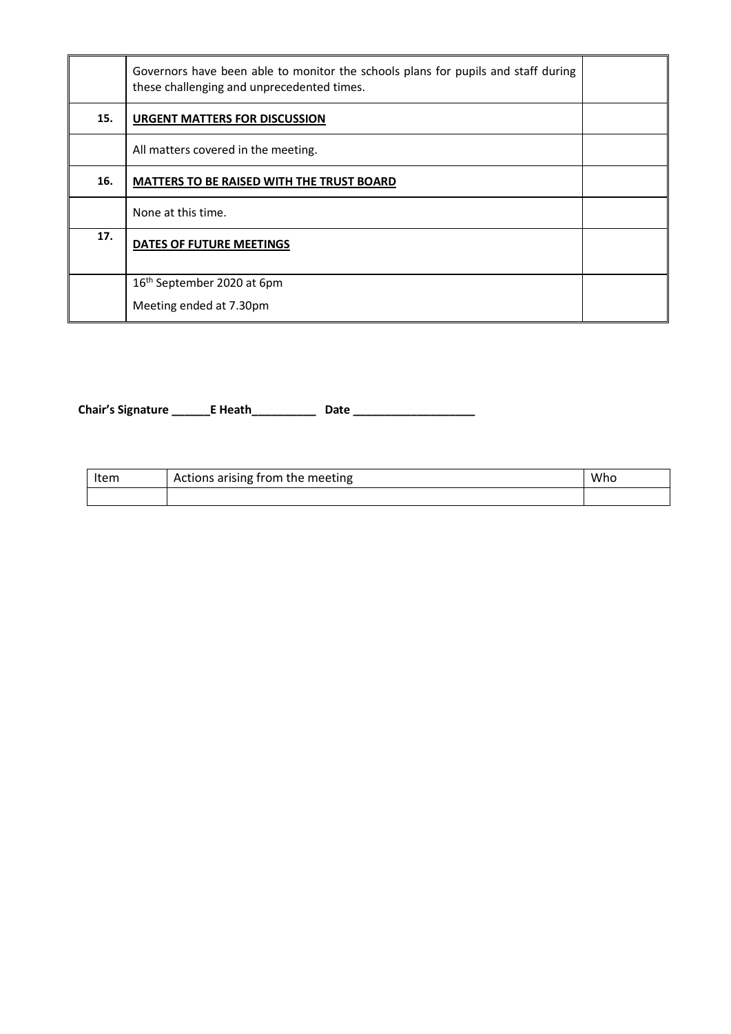| | | |
|---|---|---|
| | Governors have been able to monitor the schools plans for pupils and staff during these challenging and unprecedented times. | |
| **15.** | **URGENT MATTERS FOR DISCUSSION** | |
| | All matters covered in the meeting. | |
| **16.** | **MATTERS TO BE RAISED WITH THE TRUST BOARD** | |
| | None at this time. | |
| **17.** | **DATES OF FUTURE MEETINGS** | |
| | 16th September 2020 at 6pm<br>Meeting ended at 7.30pm | |

**Chair's Signature ______E Heath__________ Date ___________________**

| Item | Actions arising from the meeting | Who |
|---|---|---|
| | | |